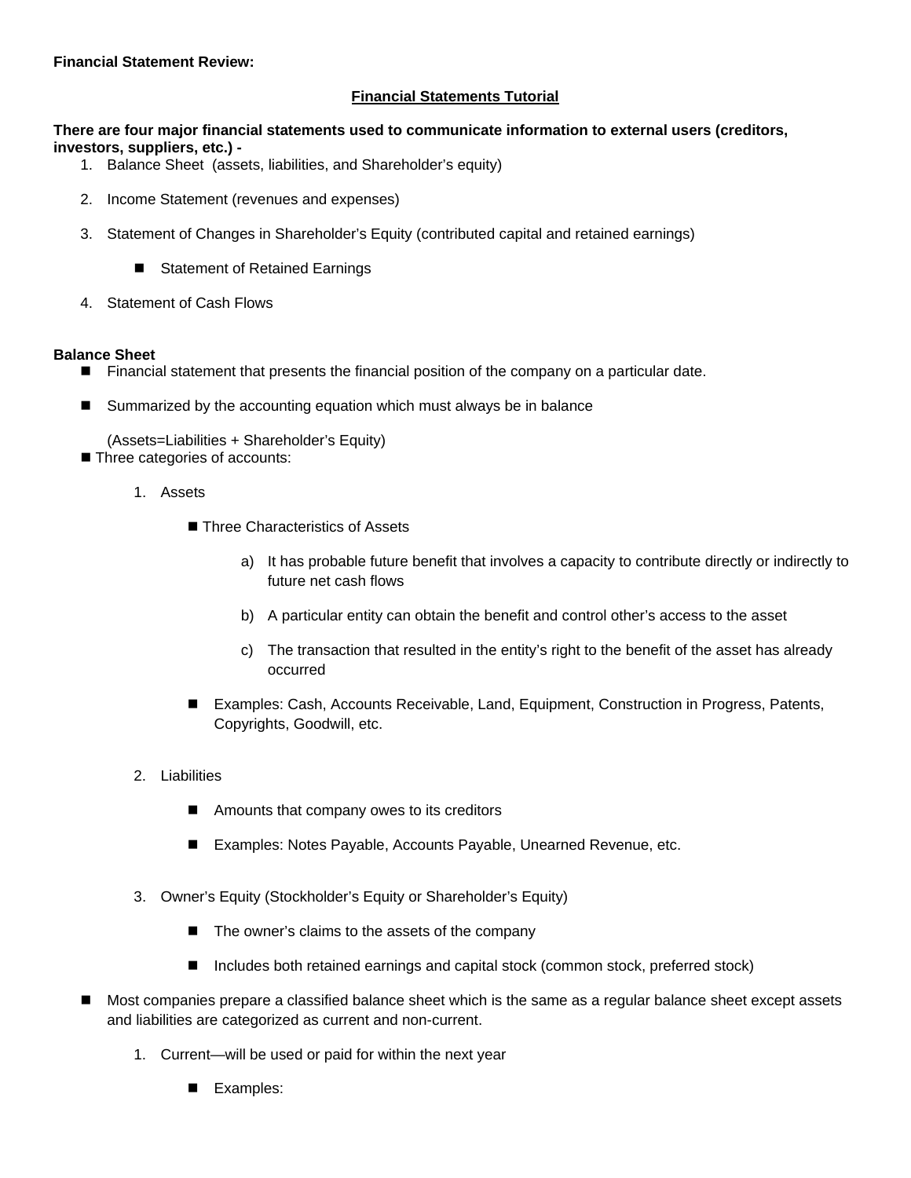**Financial Statement Review:**

## Financial Statements Tutorial

**There are four major financial statements used to communicate information to external users (creditors, investors, suppliers, etc.) -**

1. Balance Sheet (assets, liabilities, and Shareholder's equity)
2. Income Statement (revenues and expenses)
3. Statement of Changes in Shareholder's Equity (contributed capital and retained earnings)
   - Statement of Retained Earnings
4. Statement of Cash Flows

**Balance Sheet**

- Financial statement that presents the financial position of the company on a particular date.
- Summarized by the accounting equation which must always be in balance

  (Assets=Liabilities + Shareholder's Equity)
- Three categories of accounts:
  1. Assets
     - Three Characteristics of Assets
       a) It has probable future benefit that involves a capacity to contribute directly or indirectly to future net cash flows
       b) A particular entity can obtain the benefit and control other's access to the asset
       c) The transaction that resulted in the entity's right to the benefit of the asset has already occurred
     - Examples: Cash, Accounts Receivable, Land, Equipment, Construction in Progress, Patents, Copyrights, Goodwill, etc.
  2. Liabilities
     - Amounts that company owes to its creditors
     - Examples: Notes Payable, Accounts Payable, Unearned Revenue, etc.
  3. Owner's Equity (Stockholder's Equity or Shareholder's Equity)
     - The owner's claims to the assets of the company
     - Includes both retained earnings and capital stock (common stock, preferred stock)
- Most companies prepare a classified balance sheet which is the same as a regular balance sheet except assets and liabilities are categorized as current and non-current.
  1. Current—will be used or paid for within the next year
     - Examples: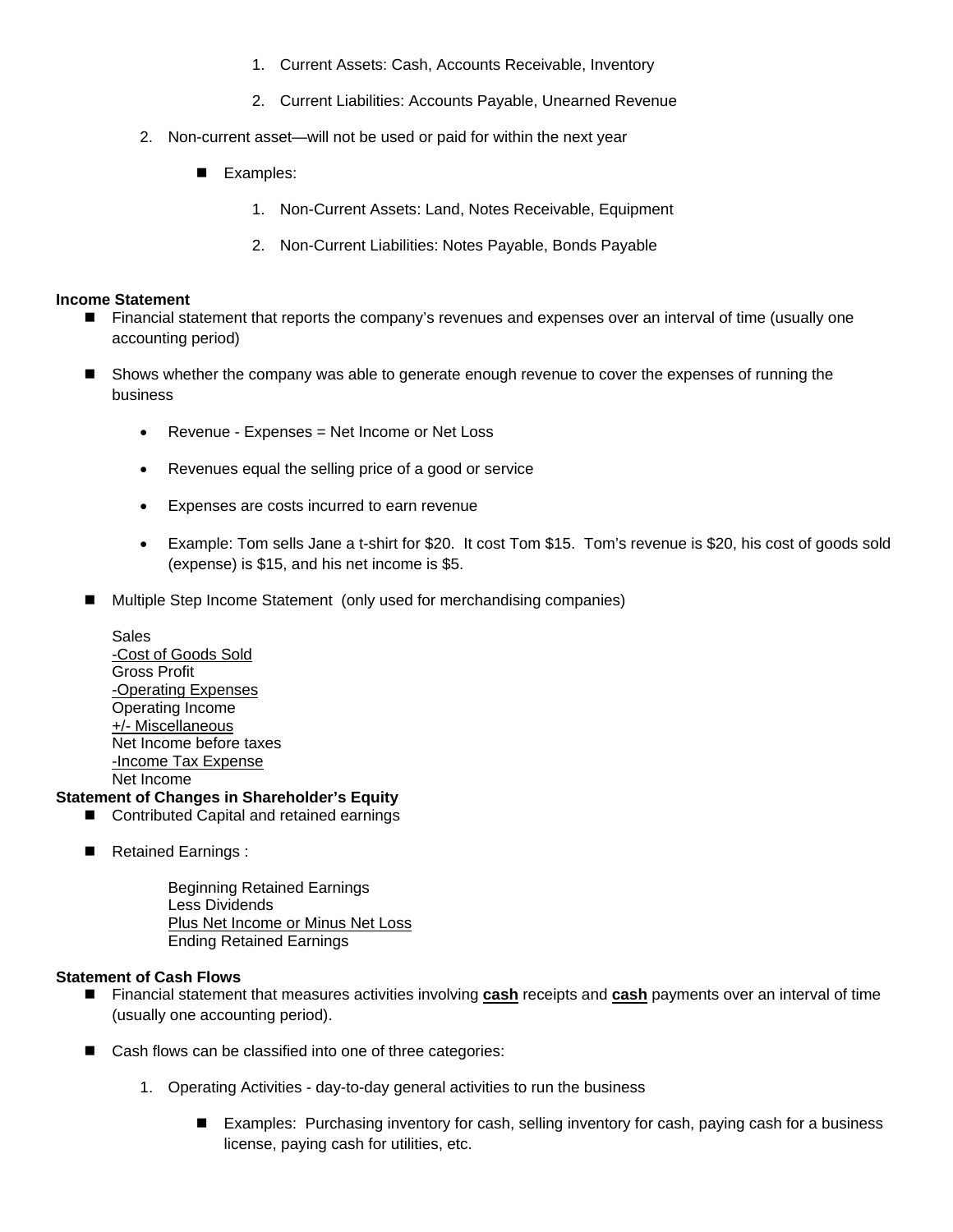1. Current Assets: Cash, Accounts Receivable, Inventory
        2. Current Liabilities: Accounts Payable, Unearned Revenue

2. Non-current asset—will not be used or paid for within the next year
    - Examples:
        1. Non-Current Assets: Land, Notes Receivable, Equipment
        2. Non-Current Liabilities: Notes Payable, Bonds Payable

**Income Statement**

- Financial statement that reports the company's revenues and expenses over an interval of time (usually one accounting period)
- Shows whether the company was able to generate enough revenue to cover the expenses of running the business
    - Revenue - Expenses = Net Income or Net Loss
    - Revenues equal the selling price of a good or service
    - Expenses are costs incurred to earn revenue
    - Example: Tom sells Jane a t-shirt for $20. It cost Tom $15. Tom's revenue is $20, his cost of goods sold (expense) is $15, and his net income is $5.
- Multiple Step Income Statement (only used for merchandising companies)

  Sales  
  <u>-Cost of Goods Sold</u>  
  Gross Profit  
  <u>-Operating Expenses</u>  
  Operating Income  
  <u>+/- Miscellaneous</u>  
  Net Income before taxes  
  <u>-Income Tax Expense</u>  
  Net Income

**Statement of Changes in Shareholder's Equity**

- Contributed Capital and retained earnings
- Retained Earnings :

  Beginning Retained Earnings  
  Less Dividends  
  <u>Plus Net Income or Minus Net Loss</u>  
  Ending Retained Earnings

**Statement of Cash Flows**

- Financial statement that measures activities involving **<u>cash</u>** receipts and **<u>cash</u>** payments over an interval of time (usually one accounting period).
- Cash flows can be classified into one of three categories:
    1. Operating Activities - day-to-day general activities to run the business
        - Examples: Purchasing inventory for cash, selling inventory for cash, paying cash for a business license, paying cash for utilities, etc.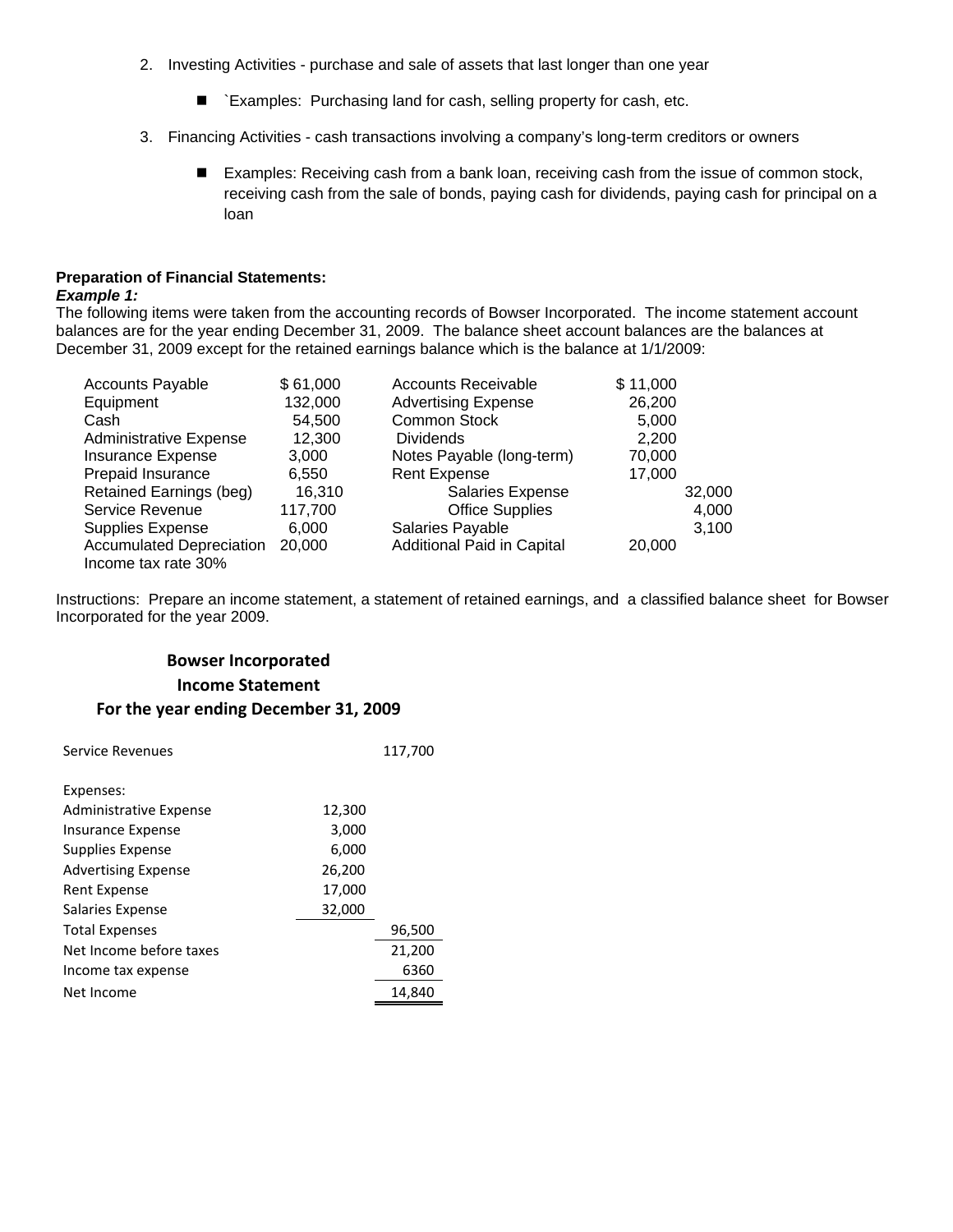2. Investing Activities - purchase and sale of assets that last longer than one year

   - `Examples: Purchasing land for cash, selling property for cash, etc.

3. Financing Activities - cash transactions involving a company's long-term creditors or owners

   - Examples: Receiving cash from a bank loan, receiving cash from the issue of common stock, receiving cash from the sale of bonds, paying cash for dividends, paying cash for principal on a loan

**Preparation of Financial Statements:**
***Example 1:***
The following items were taken from the accounting records of Bowser Incorporated. The income statement account balances are for the year ending December 31, 2009. The balance sheet account balances are the balances at December 31, 2009 except for the retained earnings balance which is the balance at 1/1/2009:

| | | | |
|---|---|---|---|
| Accounts Payable | $ 61,000 | Accounts Receivable | $ 11,000 |
| Equipment | 132,000 | Advertising Expense | 26,200 |
| Cash | 54,500 | Common Stock | 5,000 |
| Administrative Expense | 12,300 | Dividends | 2,200 |
| Insurance Expense | 3,000 | Notes Payable (long-term) | 70,000 |
| Prepaid Insurance | 6,550 | Rent Expense | 17,000 |
| Retained Earnings (beg) | 16,310 | Salaries Expense | 32,000 |
| Service Revenue | 117,700 | Office Supplies | 4,000 |
| Supplies Expense | 6,000 | Salaries Payable | 3,100 |
| Accumulated Depreciation | 20,000 | Additional Paid in Capital | 20,000 |
| Income tax rate 30% | | | |

Instructions: Prepare an income statement, a statement of retained earnings, and a classified balance sheet for Bowser Incorporated for the year 2009.

**Bowser Incorporated**
**Income Statement**
**For the year ending December 31, 2009**

| | | |
|---|---|---|
| Service Revenues | | 117,700 |
| | | |
| Expenses: | | |
| Administrative Expense | 12,300 | |
| Insurance Expense | 3,000 | |
| Supplies Expense | 6,000 | |
| Advertising Expense | 26,200 | |
| Rent Expense | 17,000 | |
| Salaries Expense | 32,000 | |
| Total Expenses | | 96,500 |
| Net Income before taxes | | 21,200 |
| Income tax expense | | 6360 |
| Net Income | | 14,840 |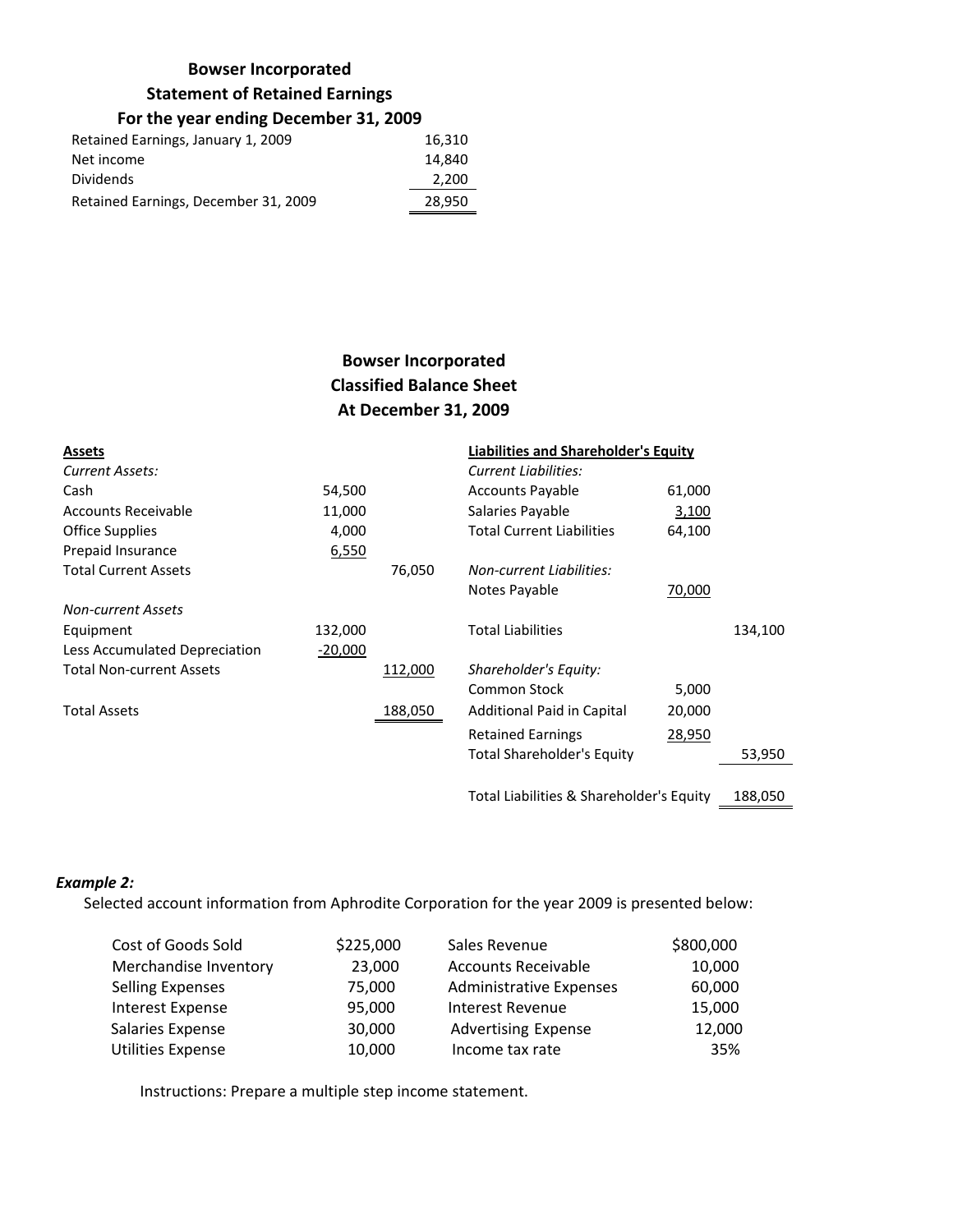**Bowser Incorporated**
**Statement of Retained Earnings**
**For the year ending December 31, 2009**

| | |
|---|---|
| Retained Earnings, January 1, 2009 | 16,310 |
| Net income | 14,840 |
| Dividends | 2,200 |
| Retained Earnings, December 31, 2009 | 28,950 |

**Bowser Incorporated**
**Classified Balance Sheet**
**At December 31, 2009**

| **Assets** | | | **Liabilities and Shareholder's Equity** | | |
|---|---|---|---|---|---|
| *Current Assets:* | | | *Current Liabilities:* | | |
| Cash | 54,500 | | Accounts Payable | 61,000 | |
| Accounts Receivable | 11,000 | | Salaries Payable | 3,100 | |
| Office Supplies | 4,000 | | Total Current Liabilities | 64,100 | |
| Prepaid Insurance | 6,550 | | | | |
| Total Current Assets | | 76,050 | *Non-current Liabilities:* | | |
| | | | Notes Payable | 70,000 | |
| *Non-current Assets* | | | | | |
| Equipment | 132,000 | | Total Liabilities | | 134,100 |
| Less Accumulated Depreciation | -20,000 | | | | |
| Total Non-current Assets | | 112,000 | *Shareholder's Equity:* | | |
| | | | Common Stock | 5,000 | |
| Total Assets | | 188,050 | Additional Paid in Capital | 20,000 | |
| | | | Retained Earnings | 28,950 | |
| | | | Total Shareholder's Equity | | 53,950 |
| | | | Total Liabilities & Shareholder's Equity | | 188,050 |

***Example 2:***

Selected account information from Aphrodite Corporation for the year 2009 is presented below:

| | | | |
|---|---|---|---|
| Cost of Goods Sold | $225,000 | Sales Revenue | $800,000 |
| Merchandise Inventory | 23,000 | Accounts Receivable | 10,000 |
| Selling Expenses | 75,000 | Administrative Expenses | 60,000 |
| Interest Expense | 95,000 | Interest Revenue | 15,000 |
| Salaries Expense | 30,000 | Advertising Expense | 12,000 |
| Utilities Expense | 10,000 | Income tax rate | 35% |

Instructions: Prepare a multiple step income statement.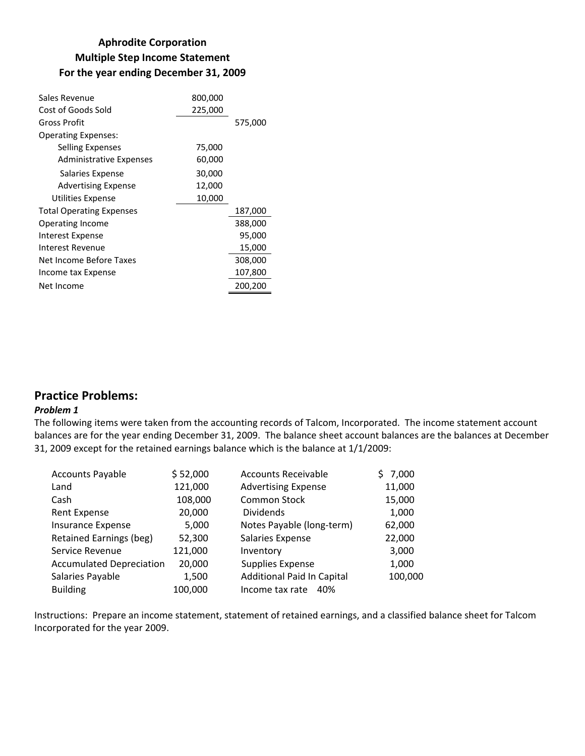**Aphrodite Corporation**
**Multiple Step Income Statement**
**For the year ending December 31, 2009**

| | | |
|---|---|---|
| Sales Revenue | 800,000 | |
| Cost of Goods Sold | 225,000 | |
| Gross Profit | | 575,000 |
| Operating Expenses: | | |
| Selling Expenses | 75,000 | |
| Administrative Expenses | 60,000 | |
| Salaries Expense | 30,000 | |
| Advertising Expense | 12,000 | |
| Utilities Expense | 10,000 | |
| Total Operating Expenses | | 187,000 |
| Operating Income | | 388,000 |
| Interest Expense | | 95,000 |
| Interest Revenue | | 15,000 |
| Net Income Before Taxes | | 308,000 |
| Income tax Expense | | 107,800 |
| Net Income | | 200,200 |

## Practice Problems:

***Problem 1***

The following items were taken from the accounting records of Talcom, Incorporated. The income statement account balances are for the year ending December 31, 2009. The balance sheet account balances are the balances at December 31, 2009 except for the retained earnings balance which is the balance at 1/1/2009:

| | | | |
|---|---|---|---|
| Accounts Payable | $ 52,000 | Accounts Receivable | $ 7,000 |
| Land | 121,000 | Advertising Expense | 11,000 |
| Cash | 108,000 | Common Stock | 15,000 |
| Rent Expense | 20,000 | Dividends | 1,000 |
| Insurance Expense | 5,000 | Notes Payable (long-term) | 62,000 |
| Retained Earnings (beg) | 52,300 | Salaries Expense | 22,000 |
| Service Revenue | 121,000 | Inventory | 3,000 |
| Accumulated Depreciation | 20,000 | Supplies Expense | 1,000 |
| Salaries Payable | 1,500 | Additional Paid In Capital | 100,000 |
| Building | 100,000 | Income tax rate 40% | |

Instructions: Prepare an income statement, statement of retained earnings, and a classified balance sheet for Talcom Incorporated for the year 2009.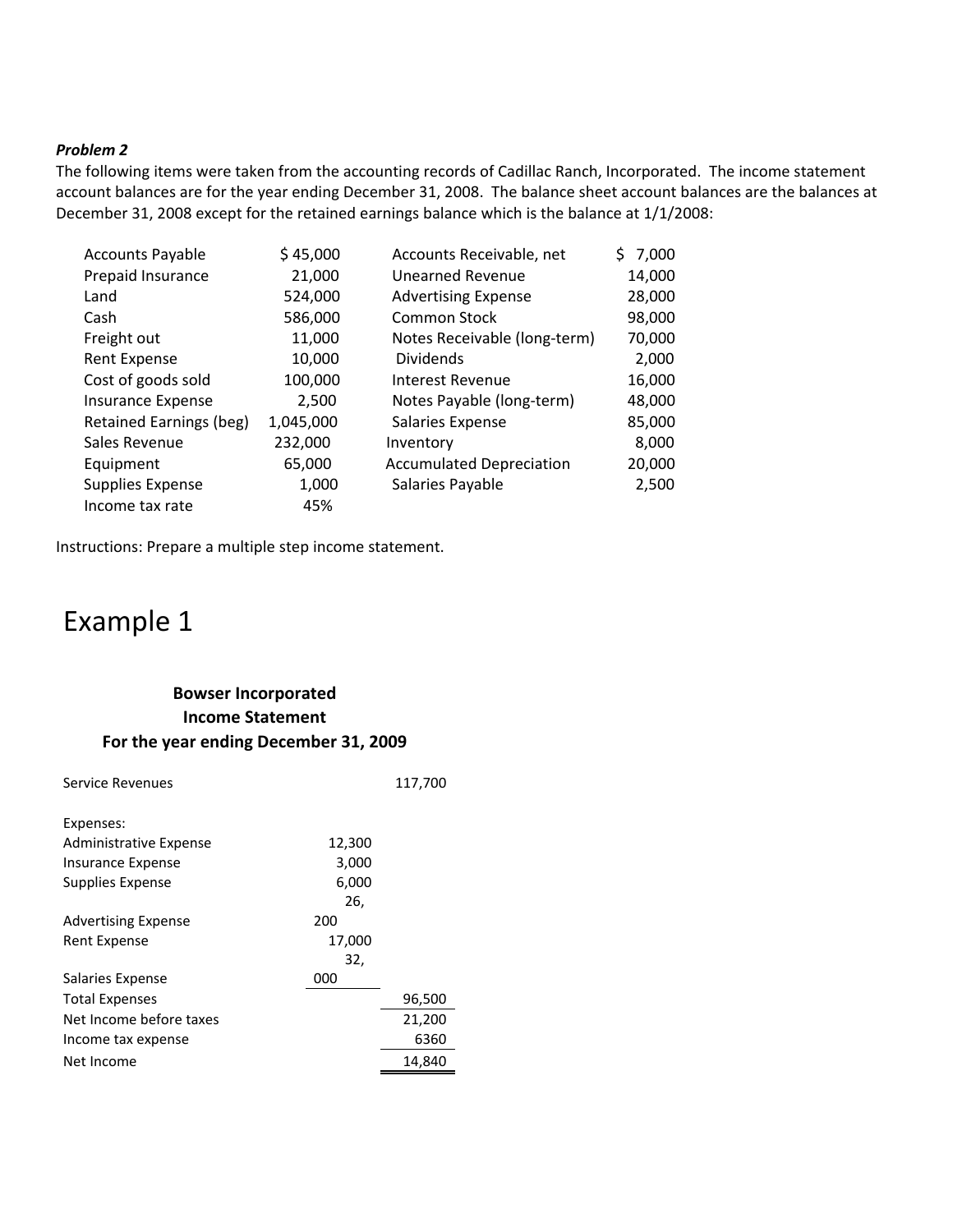***Problem 2***

The following items were taken from the accounting records of Cadillac Ranch, Incorporated. The income statement account balances are for the year ending December 31, 2008. The balance sheet account balances are the balances at December 31, 2008 except for the retained earnings balance which is the balance at 1/1/2008:

| | | | |
|---|---|---|---|
| Accounts Payable | $ 45,000 | Accounts Receivable, net | $ 7,000 |
| Prepaid Insurance | 21,000 | Unearned Revenue | 14,000 |
| Land | 524,000 | Advertising Expense | 28,000 |
| Cash | 586,000 | Common Stock | 98,000 |
| Freight out | 11,000 | Notes Receivable (long-term) | 70,000 |
| Rent Expense | 10,000 | Dividends | 2,000 |
| Cost of goods sold | 100,000 | Interest Revenue | 16,000 |
| Insurance Expense | 2,500 | Notes Payable (long-term) | 48,000 |
| Retained Earnings (beg) | 1,045,000 | Salaries Expense | 85,000 |
| Sales Revenue | 232,000 | Inventory | 8,000 |
| Equipment | 65,000 | Accumulated Depreciation | 20,000 |
| Supplies Expense | 1,000 | Salaries Payable | 2,500 |
| Income tax rate | 45% | | |

Instructions: Prepare a multiple step income statement.

# Example 1

**Bowser Incorporated**
**Income Statement**
**For the year ending December 31, 2009**

| | | |
|---|---|---|
| Service Revenues | | 117,700 |
| | | |
| Expenses: | | |
| Administrative Expense | 12,300 | |
| Insurance Expense | 3,000 | |
| Supplies Expense | 6,000 | |
| Advertising Expense | 26,200 | |
| Rent Expense | 17,000 | |
| Salaries Expense | 32,000 | |
| Total Expenses | | 96,500 |
| Net Income before taxes | | 21,200 |
| Income tax expense | | 6360 |
| Net Income | | 14,840 |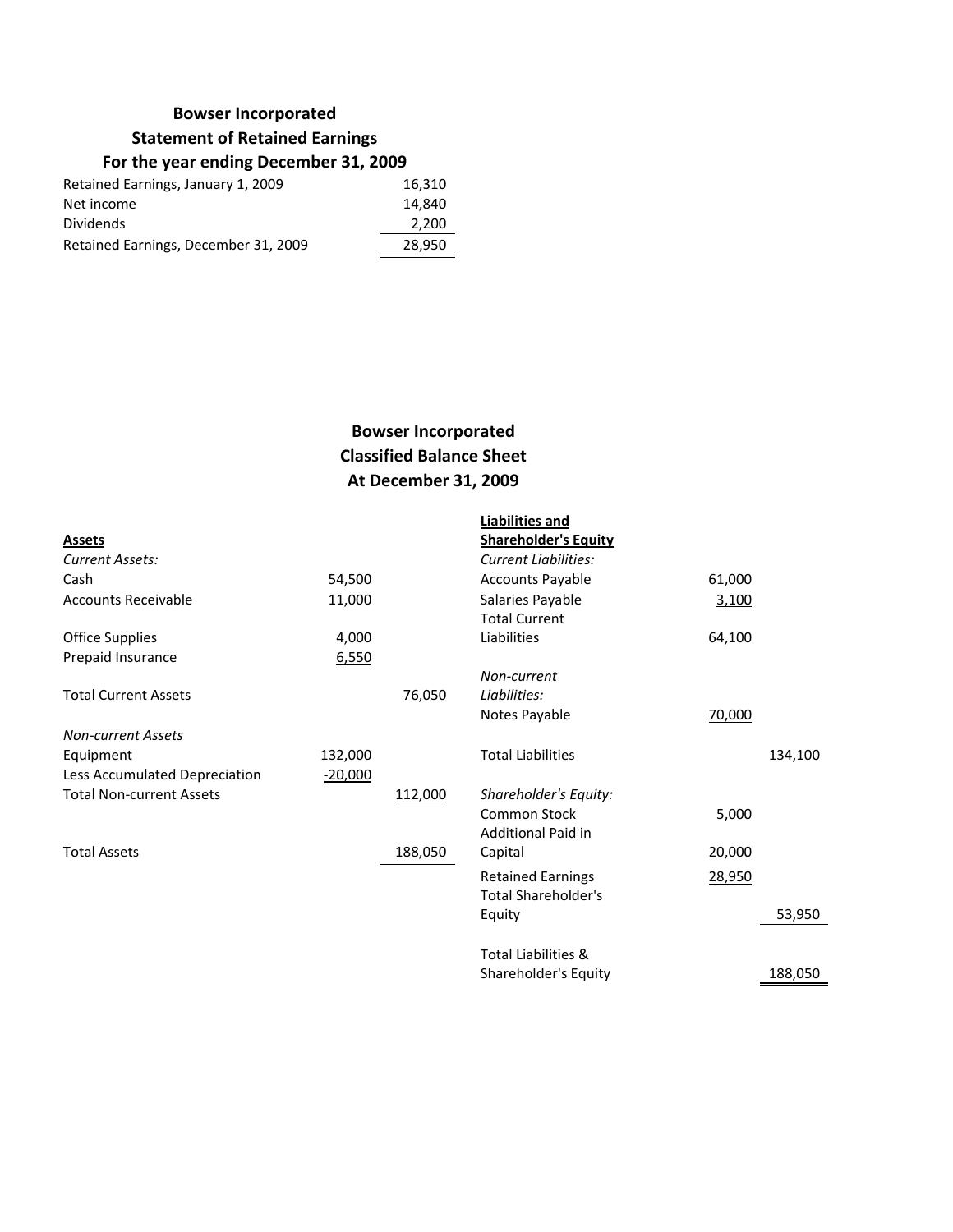## Bowser Incorporated
## Statement of Retained Earnings
## For the year ending December 31, 2009

| | |
|---|---|
| Retained Earnings, January 1, 2009 | 16,310 |
| Net income | 14,840 |
| Dividends | 2,200 |
| Retained Earnings, December 31, 2009 | 28,950 |

## Bowser Incorporated
## Classified Balance Sheet
## At December 31, 2009

| **Assets** | | | **Liabilities and Shareholder's Equity** | | |
|---|---|---|---|---|---|
| *Current Assets:* | | | *Current Liabilities:* | | |
| Cash | 54,500 | | Accounts Payable | 61,000 | |
| Accounts Receivable | 11,000 | | Salaries Payable | 3,100 | |
| Office Supplies | 4,000 | | Total Current Liabilities | 64,100 | |
| Prepaid Insurance | 6,550 | | | | |
| Total Current Assets | | 76,050 | *Non-current Liabilities:* | | |
| | | | Notes Payable | 70,000 | |
| *Non-current Assets* | | | | | |
| Equipment | 132,000 | | Total Liabilities | | 134,100 |
| Less Accumulated Depreciation | -20,000 | | | | |
| Total Non-current Assets | | 112,000 | *Shareholder's Equity:* | | |
| | | | Common Stock | 5,000 | |
| Total Assets | | 188,050 | Additional Paid in Capital | 20,000 | |
| | | | Retained Earnings | 28,950 | |
| | | | Total Shareholder's Equity | | 53,950 |
| | | | Total Liabilities & Shareholder's Equity | | 188,050 |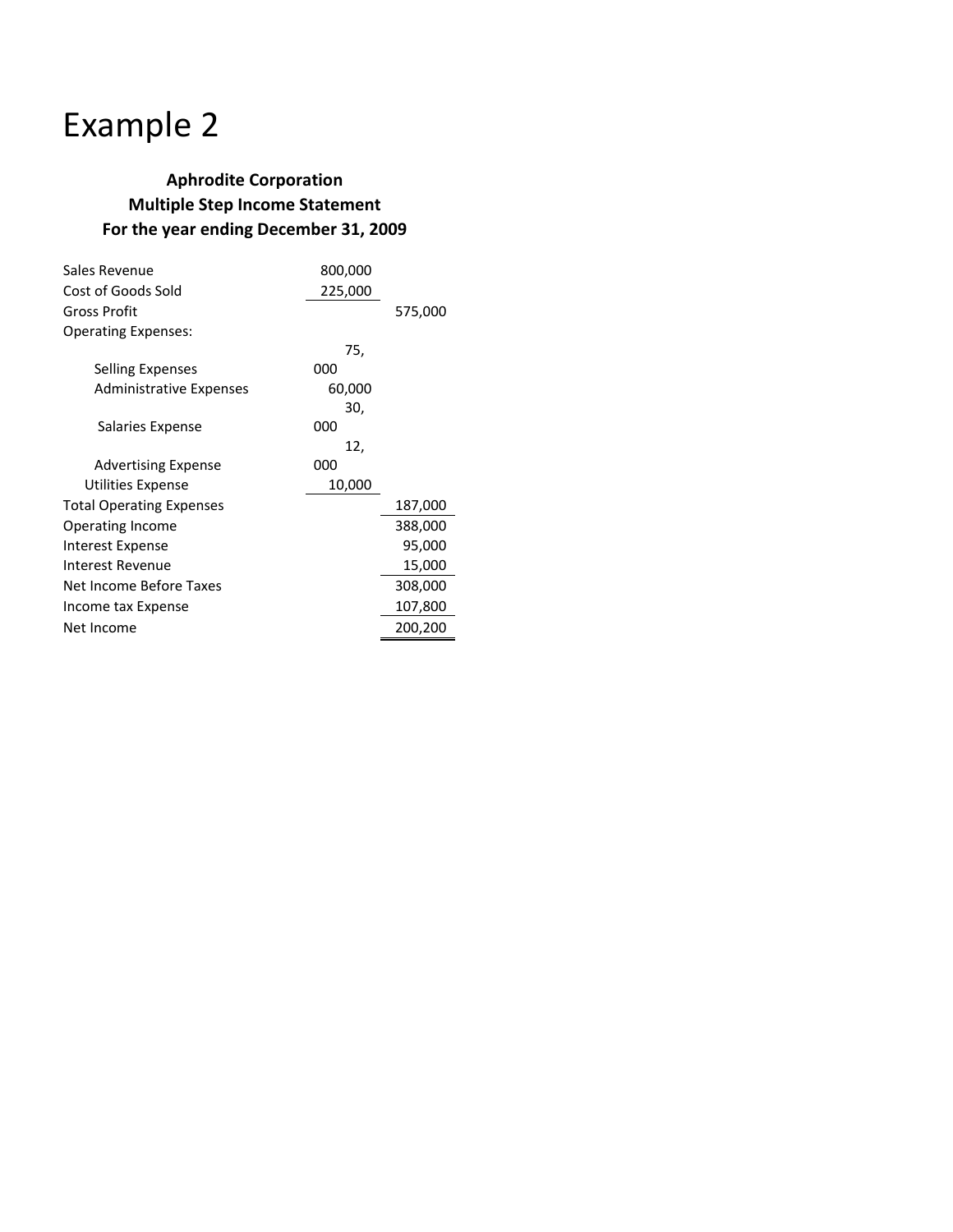# Example 2

**Aphrodite Corporation**
**Multiple Step Income Statement**
**For the year ending December 31, 2009**

| | | |
|---|---|---|
| Sales Revenue | 800,000 | |
| Cost of Goods Sold | 225,000 | |
| Gross Profit | | 575,000 |
| Operating Expenses: | | |
| Selling Expenses | 75,000 | |
| Administrative Expenses | 60,000 | |
| Salaries Expense | 30,000 | |
| Advertising Expense | 12,000 | |
| Utilities Expense | 10,000 | |
| Total Operating Expenses | | 187,000 |
| Operating Income | | 388,000 |
| Interest Expense | | 95,000 |
| Interest Revenue | | 15,000 |
| Net Income Before Taxes | | 308,000 |
| Income tax Expense | | 107,800 |
| Net Income | | 200,200 |